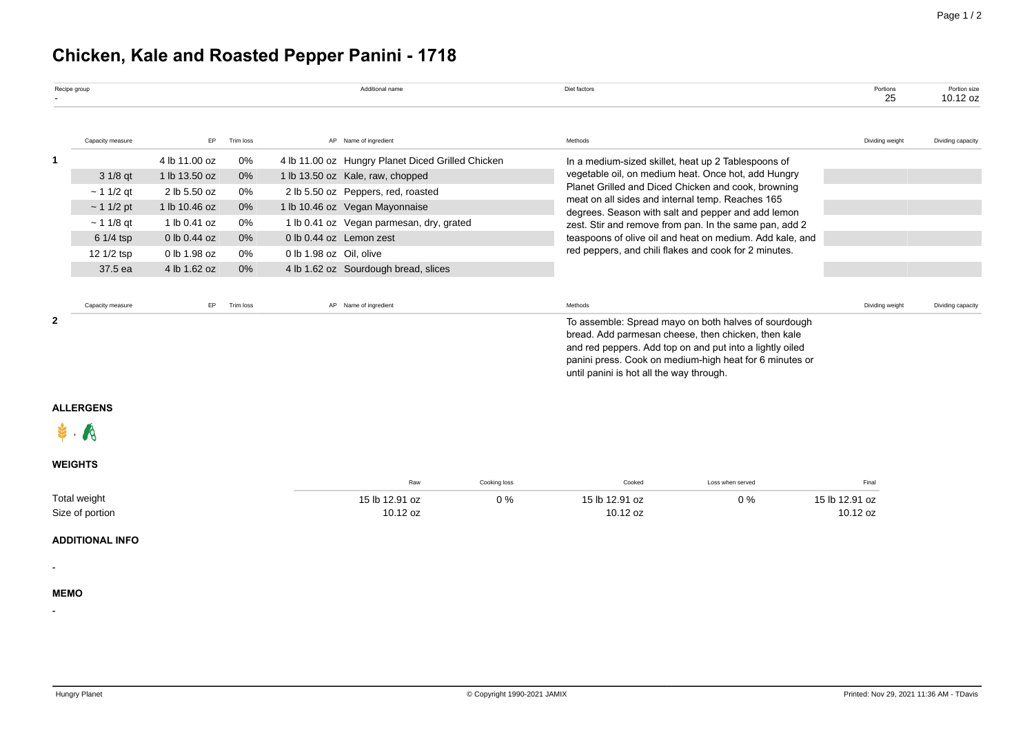# Chicken, Kale and Roasted Pepper Panini - 1718

| Recipe group | Additional name | Diet factors | Portions | Portion size |
|---|---|---|---|---|
| - | | | 25 | 10.12 oz |

| | Capacity measure | EP | Trim loss | AP | Name of ingredient | Methods | Dividing weight | Dividing capacity |
|---|---|---|---|---|---|---|---|---|
| 1 | | 4 lb 11.00 oz | 0% | 4 lb 11.00 oz | Hungry Planet Diced Grilled Chicken | In a medium-sized skillet, heat up 2 Tablespoons of vegetable oil, on medium heat. Once hot, add Hungry Planet Grilled and Diced Chicken and cook, browning meat on all sides and internal temp. Reaches 165 degrees. Season with salt and pepper and add lemon zest. Stir and remove from pan. In the same pan, add 2 teaspoons of olive oil and heat on medium. Add kale, and red peppers, and chili flakes and cook for 2 minutes. | | |
| | 3 1/8 qt | 1 lb 13.50 oz | 0% | 1 lb 13.50 oz | Kale, raw, chopped | | | |
| | ~ 1 1/2 qt | 2 lb 5.50 oz | 0% | 2 lb 5.50 oz | Peppers, red, roasted | | | |
| | ~ 1 1/2 pt | 1 lb 10.46 oz | 0% | 1 lb 10.46 oz | Vegan Mayonnaise | | | |
| | ~ 1 1/8 qt | 1 lb 0.41 oz | 0% | 1 lb 0.41 oz | Vegan parmesan, dry, grated | | | |
| | 6 1/4 tsp | 0 lb 0.44 oz | 0% | 0 lb 0.44 oz | Lemon zest | | | |
| | 12 1/2 tsp | 0 lb 1.98 oz | 0% | 0 lb 1.98 oz | Oil, olive | | | |
| | 37.5 ea | 4 lb 1.62 oz | 0% | 4 lb 1.62 oz | Sourdough bread, slices | | | |

| | Capacity measure | EP | Trim loss | AP | Name of ingredient | Methods | Dividing weight | Dividing capacity |
|---|---|---|---|---|---|---|---|---|
| 2 | | | | | | To assemble: Spread mayo on both halves of sourdough bread. Add parmesan cheese, then chicken, then kale and red peppers. Add top on and put into a lightly oiled panini press. Cook on medium-high heat for 6 minutes or until panini is hot all the way through. | | |

## ALLERGENS

## WEIGHTS

| | Raw | Cooking loss | Cooked | Loss when served | Final |
|---|---|---|---|---|---|
| Total weight | 15 lb 12.91 oz | 0 % | 15 lb 12.91 oz | 0 % | 15 lb 12.91 oz |
| Size of portion | 10.12 oz | | 10.12 oz | | 10.12 oz |

## ADDITIONAL INFO

-

## MEMO

-

Hungry Planet © Copyright 1990-2021 JAMIX Printed: Nov 29, 2021 11:36 AM - TDavis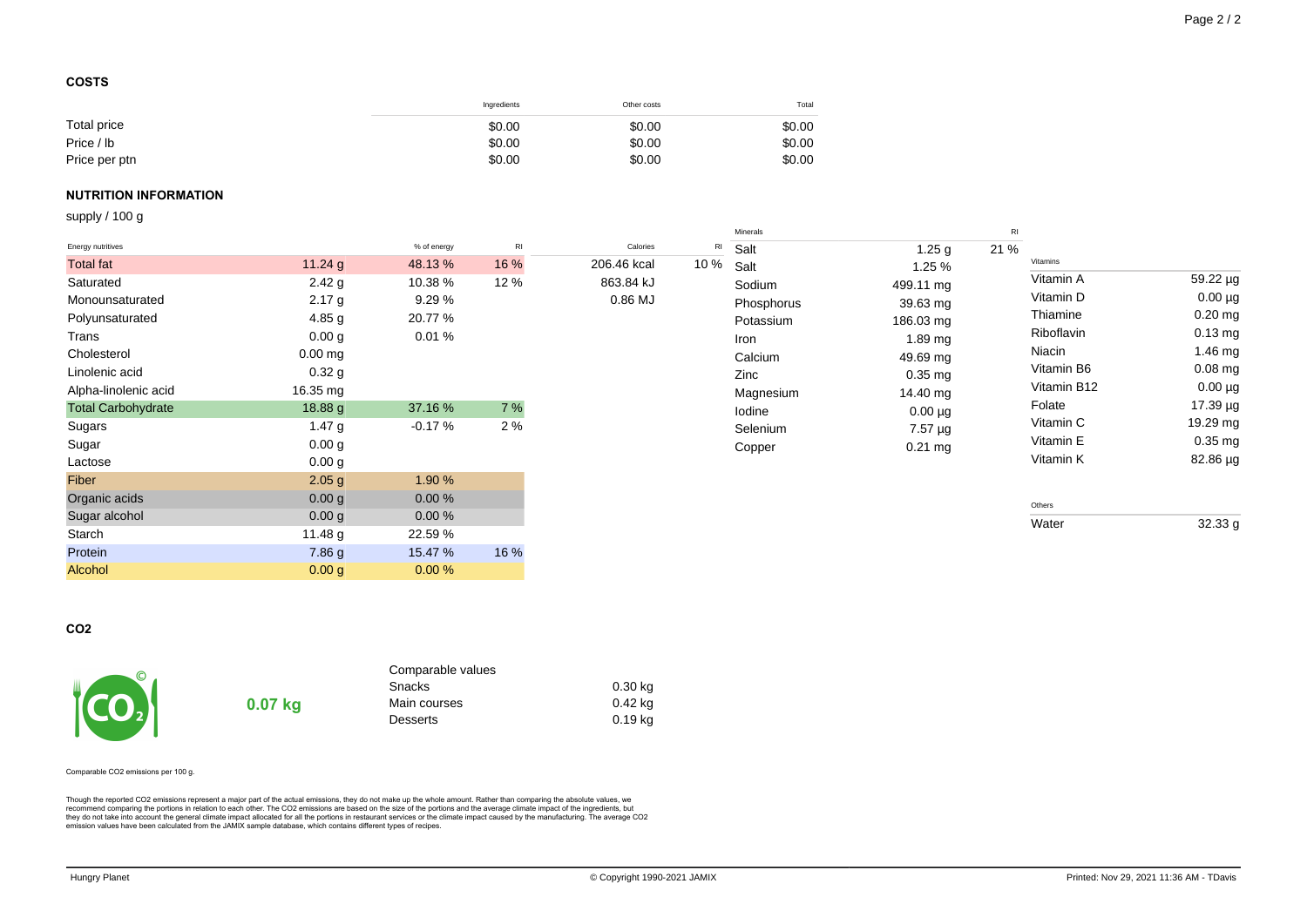## COSTS

| | Ingredients | Other costs | Total |
|---|---|---|---|
| Total price | $0.00 | $0.00 | $0.00 |
| Price / lb | $0.00 | $0.00 | $0.00 |
| Price per ptn | $0.00 | $0.00 | $0.00 |

## NUTRITION INFORMATION

supply / 100 g

| Energy nutritives | | % of energy | RI | Calories | RI |
|---|---|---|---|---|---|
| Total fat | 11.24 g | 48.13 % | 16 % | 206.46 kcal | 10 % |
| Saturated | 2.42 g | 10.38 % | 12 % | 863.84 kJ | |
| Monounsaturated | 2.17 g | 9.29 % | | 0.86 MJ | |
| Polyunsaturated | 4.85 g | 20.77 % | | | |
| Trans | 0.00 g | 0.01 % | | | |
| Cholesterol | 0.00 mg | | | | |
| Linolenic acid | 0.32 g | | | | |
| Alpha-linolenic acid | 16.35 mg | | | | |
| Total Carbohydrate | 18.88 g | 37.16 % | 7 % | | |
| Sugars | 1.47 g | -0.17 % | 2 % | | |
| Sugar | 0.00 g | | | | |
| Lactose | 0.00 g | | | | |
| Fiber | 2.05 g | 1.90 % | | | |
| Organic acids | 0.00 g | 0.00 % | | | |
| Sugar alcohol | 0.00 g | 0.00 % | | | |
| Starch | 11.48 g | 22.59 % | | | |
| Protein | 7.86 g | 15.47 % | 16 % | | |
| Alcohol | 0.00 g | 0.00 % | | | |

| Minerals | | RI |
|---|---|---|
| Salt | 1.25 g | 21 % |
| Salt | 1.25 % | |
| Sodium | 499.11 mg | |
| Phosphorus | 39.63 mg | |
| Potassium | 186.03 mg | |
| Iron | 1.89 mg | |
| Calcium | 49.69 mg | |
| Zinc | 0.35 mg | |
| Magnesium | 14.40 mg | |
| Iodine | 0.00 µg | |
| Selenium | 7.57 µg | |
| Copper | 0.21 mg | |

| Vitamins | |
|---|---|
| Vitamin A | 59.22 µg |
| Vitamin D | 0.00 µg |
| Thiamine | 0.20 mg |
| Riboflavin | 0.13 mg |
| Niacin | 1.46 mg |
| Vitamin B6 | 0.08 mg |
| Vitamin B12 | 0.00 µg |
| Folate | 17.39 µg |
| Vitamin C | 19.29 mg |
| Vitamin E | 0.35 mg |
| Vitamin K | 82.86 µg |

| Others | |
|---|---|
| Water | 32.33 g |

## CO2

**0.07 kg**

| Comparable values | |
|---|---|
| Snacks | 0.30 kg |
| Main courses | 0.42 kg |
| Desserts | 0.19 kg |

Comparable CO2 emissions per 100 g.

Though the reported CO2 emissions represent a major part of the actual emissions, they do not make up the whole amount. Rather than comparing the absolute values, we recommend comparing the portions in relation to each other. The CO2 emissions are based on the size of the portions and the average climate impact of the ingredients, but they do not take into account the general climate impact allocated for all the portions in restaurant services or the climate impact caused by the manufacturing. The average CO2 emission values have been calculated from the JAMIX sample database, which contains different types of recipes.

Hungry Planet © Copyright 1990-2021 JAMIX Printed: Nov 29, 2021 11:36 AM - TDavis